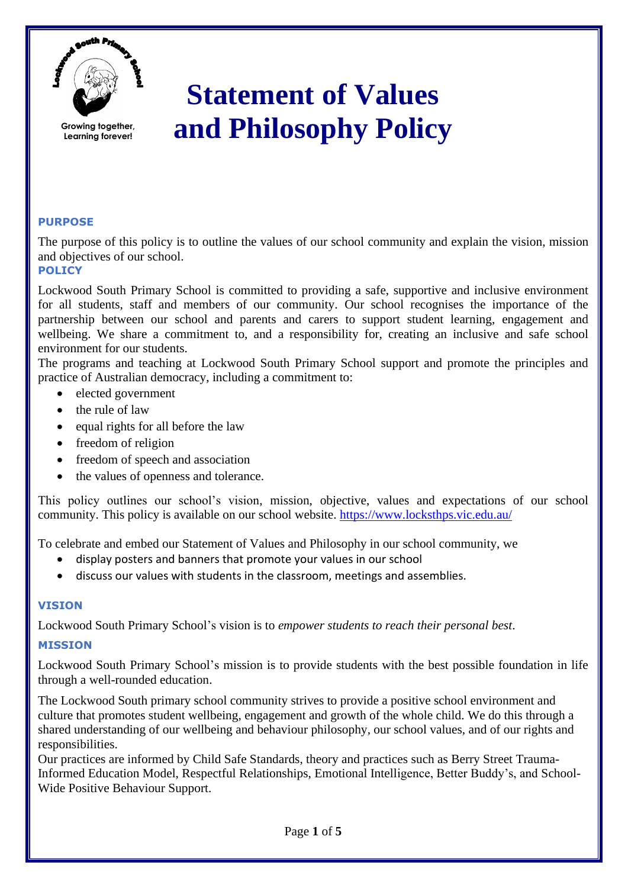Growing together, Learning forever!

# Statement of Values and Philosophy Policy

## PURPOSE

The purpose of this policy is to outline the values of our school community and explain the vision, mission and objectives of our school.

## POLICY

Lockwood South Primary School is committed to providing a safe, supportive and inclusive environment for all students, staff and members of our community. Our school recognises the importance of the partnership between our school and parents and carers to support student learning, engagement and wellbeing. We share a commitment to, and a responsibility for, creating an inclusive and safe school environment for our students.

The programs and teaching at Lockwood South Primary School support and promote the principles and practice of Australian democracy, including a commitment to:

- elected government
- the rule of law
- equal rights for all before the law
- freedom of religion
- freedom of speech and association
- the values of openness and tolerance.

This policy outlines our school's vision, mission, objective, values and expectations of our school community. This policy is available on our school website. https://www.locksthps.vic.edu.au/

To celebrate and embed our Statement of Values and Philosophy in our school community, we

- display posters and banners that promote your values in our school
- discuss our values with students in the classroom, meetings and assemblies.

## VISION

Lockwood South Primary School's vision is to *empower students to reach their personal best*.

## MISSION

Lockwood South Primary School's mission is to provide students with the best possible foundation in life through a well-rounded education.

The Lockwood South primary school community strives to provide a positive school environment and culture that promotes student wellbeing, engagement and growth of the whole child. We do this through a shared understanding of our wellbeing and behaviour philosophy, our school values, and of our rights and responsibilities.

Our practices are informed by Child Safe Standards, theory and practices such as Berry Street Trauma-Informed Education Model, Respectful Relationships, Emotional Intelligence, Better Buddy's, and School-Wide Positive Behaviour Support.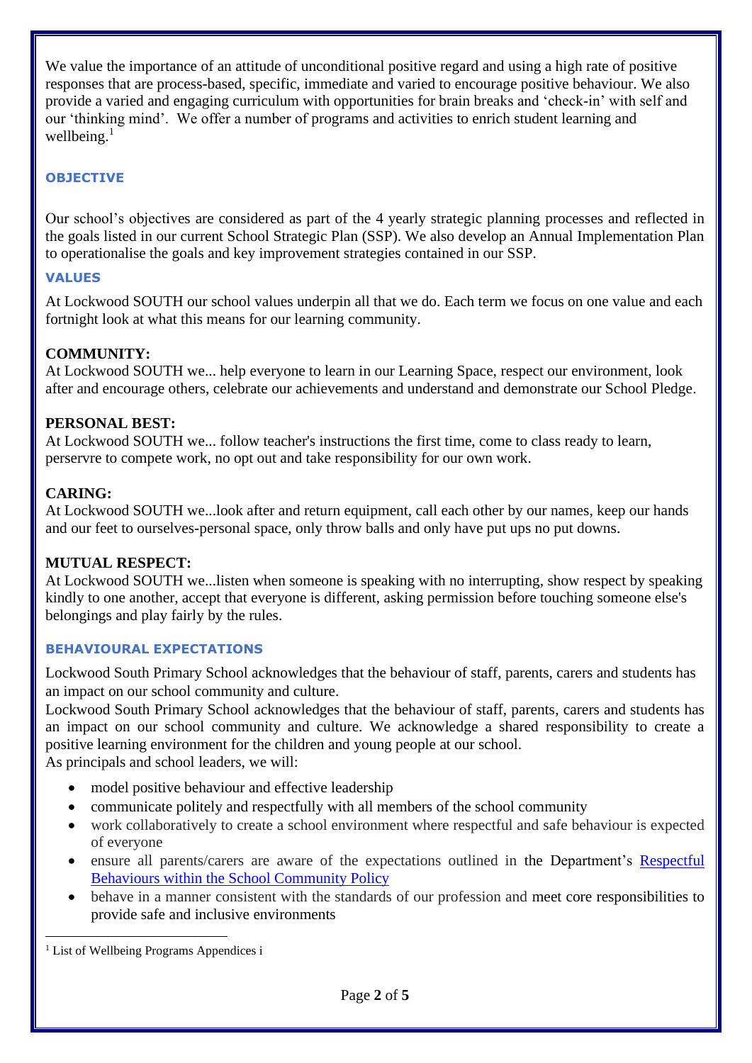We value the importance of an attitude of unconditional positive regard and using a high rate of positive responses that are process-based, specific, immediate and varied to encourage positive behaviour. We also provide a varied and engaging curriculum with opportunities for brain breaks and 'check-in' with self and our 'thinking mind'.  We offer a number of programs and activities to enrich student learning and wellbeing.[1]

## OBJECTIVE

Our school's objectives are considered as part of the 4 yearly strategic planning processes and reflected in the goals listed in our current School Strategic Plan (SSP). We also develop an Annual Implementation Plan to operationalise the goals and key improvement strategies contained in our SSP.

## VALUES

At Lockwood SOUTH our school values underpin all that we do. Each term we focus on one value and each fortnight look at what this means for our learning community.

**COMMUNITY:**
At Lockwood SOUTH we... help everyone to learn in our Learning Space, respect our environment, look after and encourage others, celebrate our achievements and understand and demonstrate our School Pledge.

**PERSONAL BEST:**
At Lockwood SOUTH we... follow teacher's instructions the first time, come to class ready to learn, perservre to compete work, no opt out and take responsibility for our own work.

**CARING:**
At Lockwood SOUTH we...look after and return equipment, call each other by our names, keep our hands and our feet to ourselves-personal space, only throw balls and only have put ups no put downs.

**MUTUAL RESPECT:**
At Lockwood SOUTH we...listen when someone is speaking with no interrupting, show respect by speaking kindly to one another, accept that everyone is different, asking permission before touching someone else's belongings and play fairly by the rules.

## BEHAVIOURAL EXPECTATIONS

Lockwood South Primary School acknowledges that the behaviour of staff, parents, carers and students has an impact on our school community and culture.
Lockwood South Primary School acknowledges that the behaviour of staff, parents, carers and students has an impact on our school community and culture. We acknowledge a shared responsibility to create a positive learning environment for the children and young people at our school.
As principals and school leaders, we will:

- model positive behaviour and effective leadership
- communicate politely and respectfully with all members of the school community
- work collaboratively to create a school environment where respectful and safe behaviour is expected of everyone
- ensure all parents/carers are aware of the expectations outlined in the Department's Respectful Behaviours within the School Community Policy
- behave in a manner consistent with the standards of our profession and meet core responsibilities to provide safe and inclusive environments

[1] List of Wellbeing Programs Appendices i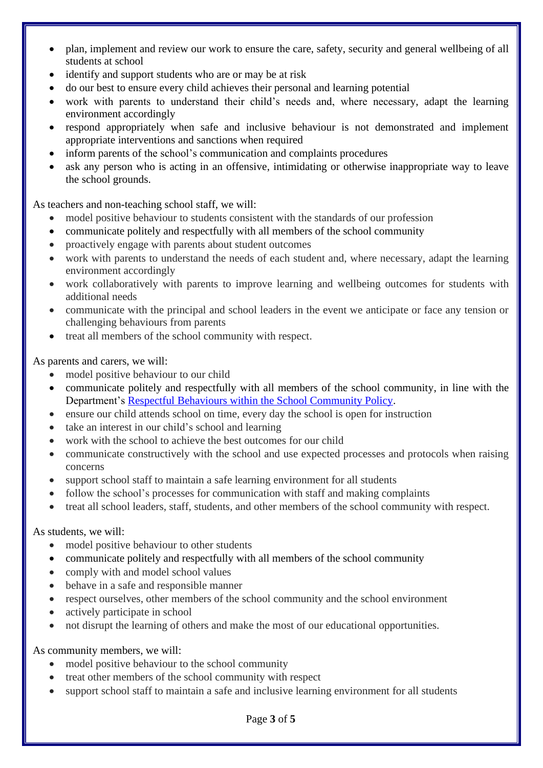- plan, implement and review our work to ensure the care, safety, security and general wellbeing of all students at school
- identify and support students who are or may be at risk
- do our best to ensure every child achieves their personal and learning potential
- work with parents to understand their child's needs and, where necessary, adapt the learning environment accordingly
- respond appropriately when safe and inclusive behaviour is not demonstrated and implement appropriate interventions and sanctions when required
- inform parents of the school's communication and complaints procedures
- ask any person who is acting in an offensive, intimidating or otherwise inappropriate way to leave the school grounds.

As teachers and non-teaching school staff, we will:

- model positive behaviour to students consistent with the standards of our profession
- communicate politely and respectfully with all members of the school community
- proactively engage with parents about student outcomes
- work with parents to understand the needs of each student and, where necessary, adapt the learning environment accordingly
- work collaboratively with parents to improve learning and wellbeing outcomes for students with additional needs
- communicate with the principal and school leaders in the event we anticipate or face any tension or challenging behaviours from parents
- treat all members of the school community with respect.

As parents and carers, we will:

- model positive behaviour to our child
- communicate politely and respectfully with all members of the school community, in line with the Department's [Respectful Behaviours within the School Community Policy](#).
- ensure our child attends school on time, every day the school is open for instruction
- take an interest in our child's school and learning
- work with the school to achieve the best outcomes for our child
- communicate constructively with the school and use expected processes and protocols when raising concerns
- support school staff to maintain a safe learning environment for all students
- follow the school's processes for communication with staff and making complaints
- treat all school leaders, staff, students, and other members of the school community with respect.

As students, we will:

- model positive behaviour to other students
- communicate politely and respectfully with all members of the school community
- comply with and model school values
- behave in a safe and responsible manner
- respect ourselves, other members of the school community and the school environment
- actively participate in school
- not disrupt the learning of others and make the most of our educational opportunities.

As community members, we will:

- model positive behaviour to the school community
- treat other members of the school community with respect
- support school staff to maintain a safe and inclusive learning environment for all students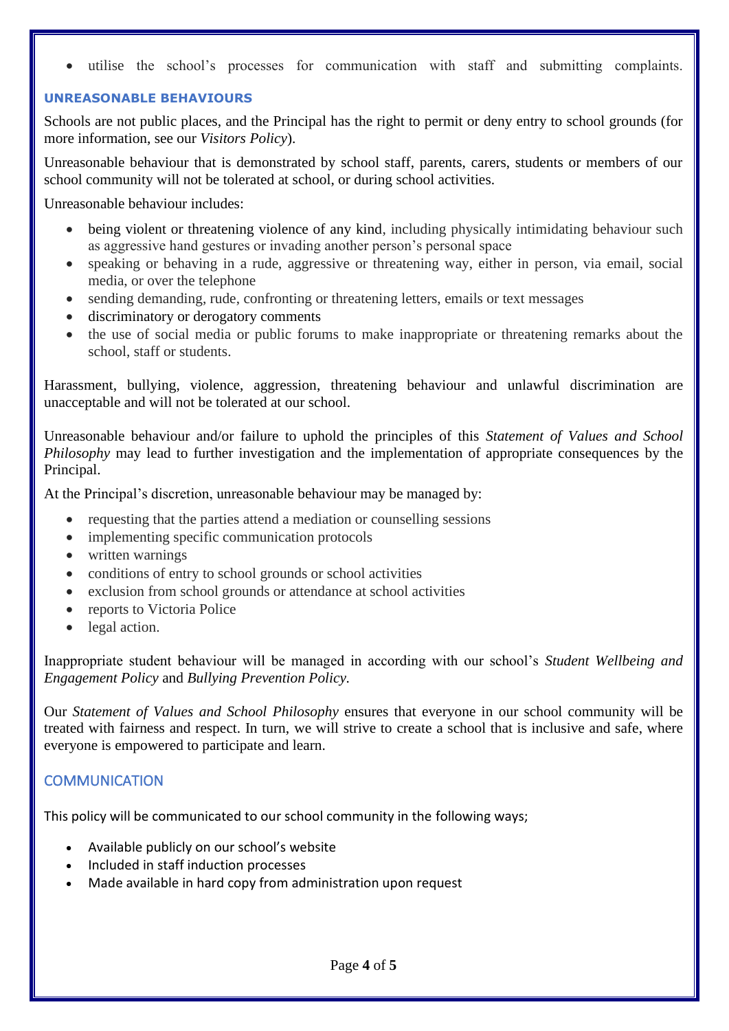- utilise the school's processes for communication with staff and submitting complaints.

## UNREASONABLE BEHAVIOURS

Schools are not public places, and the Principal has the right to permit or deny entry to school grounds (for more information, see our *Visitors Policy*).

Unreasonable behaviour that is demonstrated by school staff, parents, carers, students or members of our school community will not be tolerated at school, or during school activities.

Unreasonable behaviour includes:

- being violent or threatening violence of any kind, including physically intimidating behaviour such as aggressive hand gestures or invading another person's personal space
- speaking or behaving in a rude, aggressive or threatening way, either in person, via email, social media, or over the telephone
- sending demanding, rude, confronting or threatening letters, emails or text messages
- discriminatory or derogatory comments
- the use of social media or public forums to make inappropriate or threatening remarks about the school, staff or students.

Harassment, bullying, violence, aggression, threatening behaviour and unlawful discrimination are unacceptable and will not be tolerated at our school.

Unreasonable behaviour and/or failure to uphold the principles of this *Statement of Values and School Philosophy* may lead to further investigation and the implementation of appropriate consequences by the Principal.

At the Principal's discretion, unreasonable behaviour may be managed by:

- requesting that the parties attend a mediation or counselling sessions
- implementing specific communication protocols
- written warnings
- conditions of entry to school grounds or school activities
- exclusion from school grounds or attendance at school activities
- reports to Victoria Police
- legal action.

Inappropriate student behaviour will be managed in according with our school's *Student Wellbeing and Engagement Policy* and *Bullying Prevention Policy.*

Our *Statement of Values and School Philosophy* ensures that everyone in our school community will be treated with fairness and respect. In turn, we will strive to create a school that is inclusive and safe, where everyone is empowered to participate and learn.

## COMMUNICATION

This policy will be communicated to our school community in the following ways;

- Available publicly on our school's website
- Included in staff induction processes
- Made available in hard copy from administration upon request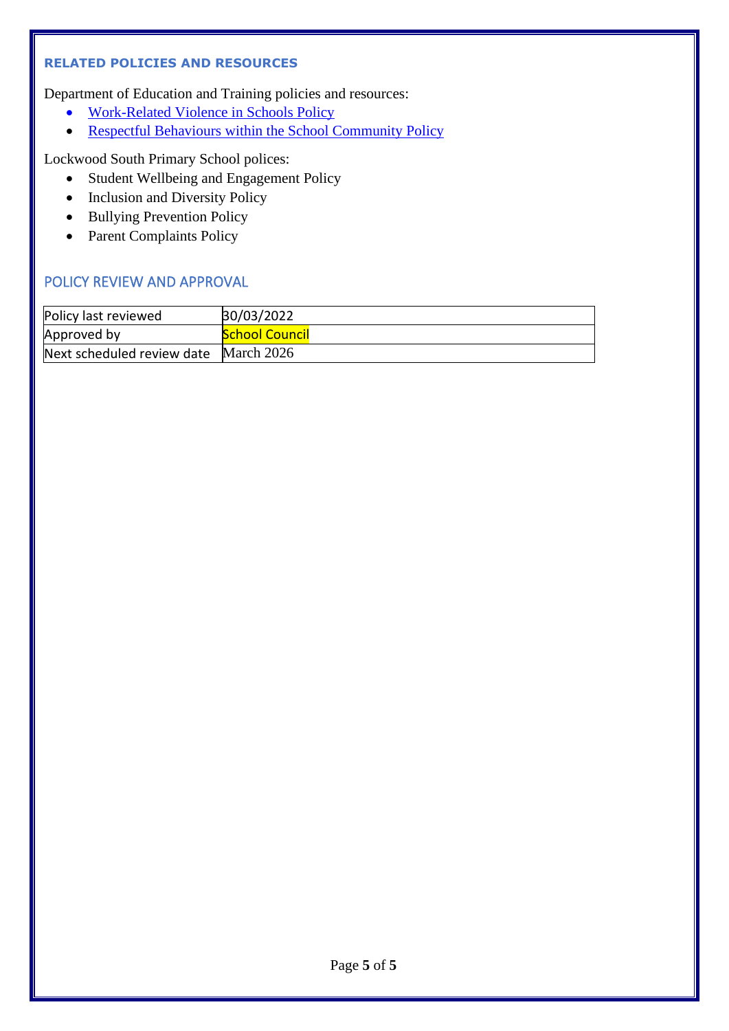## RELATED POLICIES AND RESOURCES

Department of Education and Training policies and resources:

- Work-Related Violence in Schools Policy
- Respectful Behaviours within the School Community Policy

Lockwood South Primary School polices:

- Student Wellbeing and Engagement Policy
- Inclusion and Diversity Policy
- Bullying Prevention Policy
- Parent Complaints Policy

## POLICY REVIEW AND APPROVAL

| | |
|---|---|
| Policy last reviewed | 30/03/2022 |
| Approved by | School Council |
| Next scheduled review date | March 2026 |